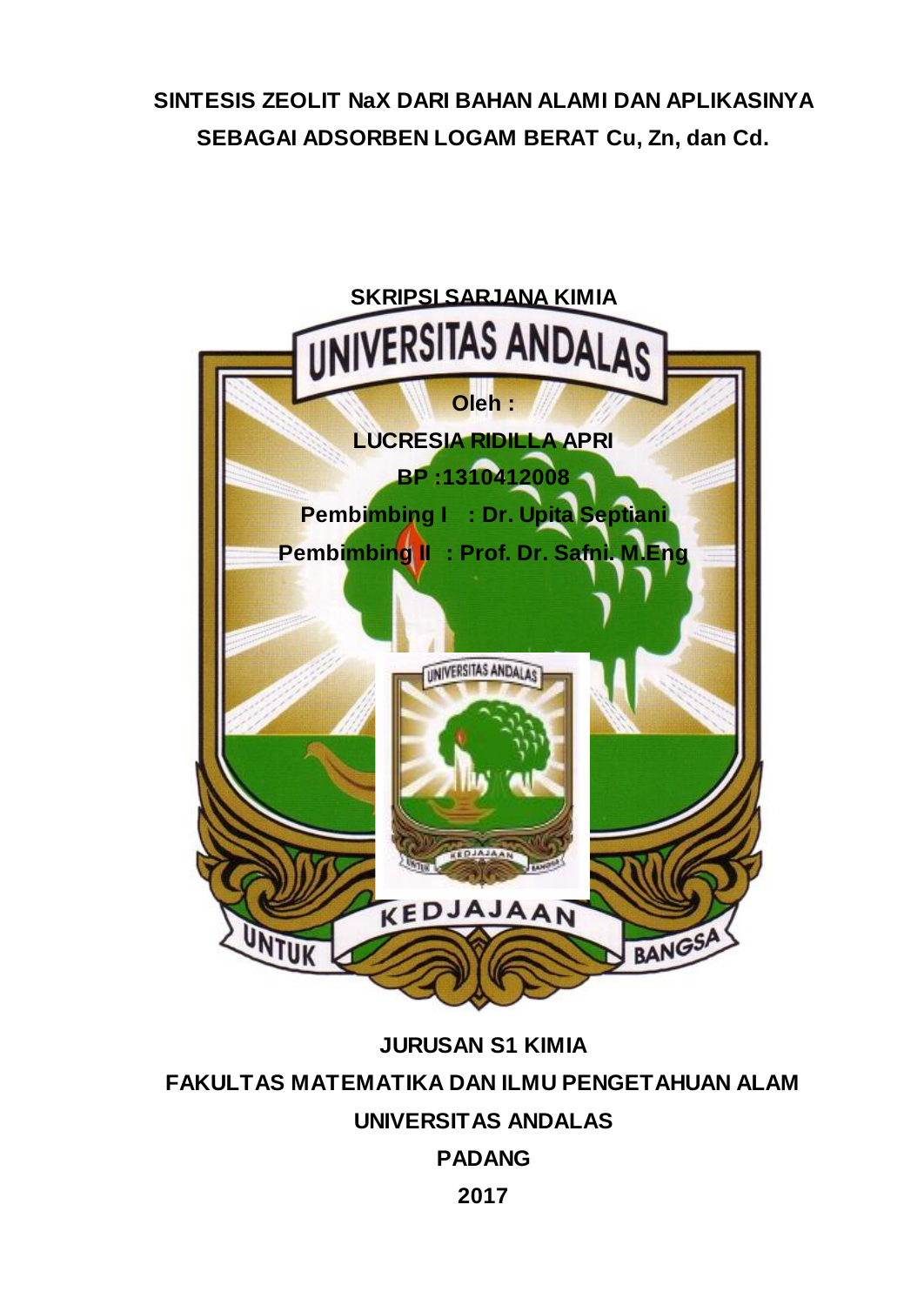# SINTESIS ZEOLIT NaX DARI BAHAN ALAMI DAN APLIKASINYA SEBAGAI ADSORBEN LOGAM BERAT Cu, Zn, dan Cd.

**SKRIPSI SARJANA KIMIA**

**Oleh :**

**LUCRESIA RIDILLA APRI**

**BP :1310412008**

**Pembimbing I : Dr. Upita Septiani**

**Pembimbing II : Prof. Dr. Safni. M.Eng**

**JURUSAN S1 KIMIA**

**FAKULTAS MATEMATIKA DAN ILMU PENGETAHUAN ALAM**

**UNIVERSITAS ANDALAS**

**PADANG**

**2017**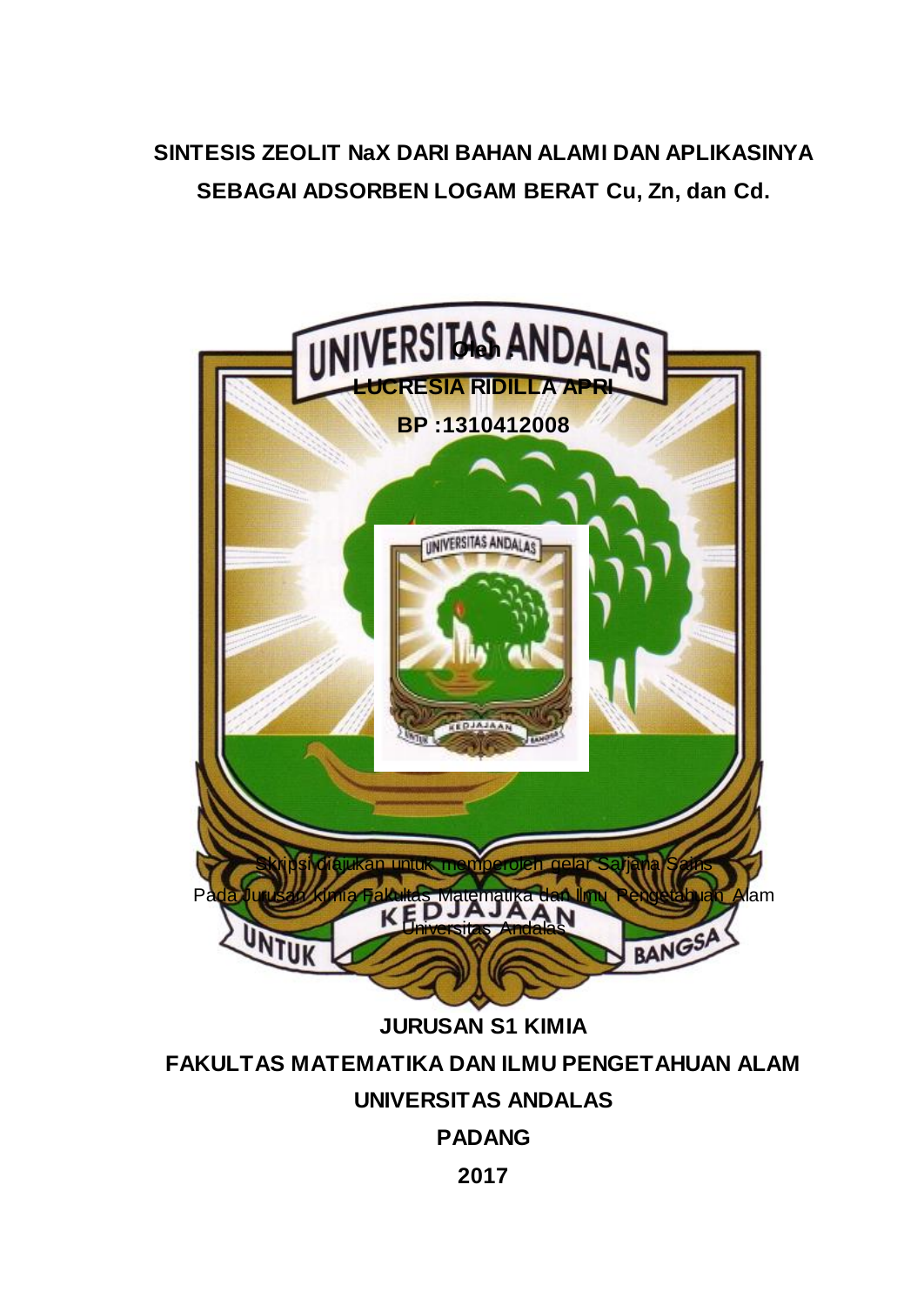# SINTESIS ZEOLIT NaX DARI BAHAN ALAMI DAN APLIKASINYA SEBAGAI ADSORBEN LOGAM BERAT Cu, Zn, dan Cd.

**Oleh**

**LUCRESIA RIDILLA APRI**

**BP :1310412008**

Skripsi diajukan untuk memperoleh gelar Sarjana Sains

Pada Jurusan kimia Fakultas Matematika dan Ilmu Pengetahuan Alam

Universitas Andalas

**JURUSAN S1 KIMIA**

**FAKULTAS MATEMATIKA DAN ILMU PENGETAHUAN ALAM**

**UNIVERSITAS ANDALAS**

**PADANG**

**2017**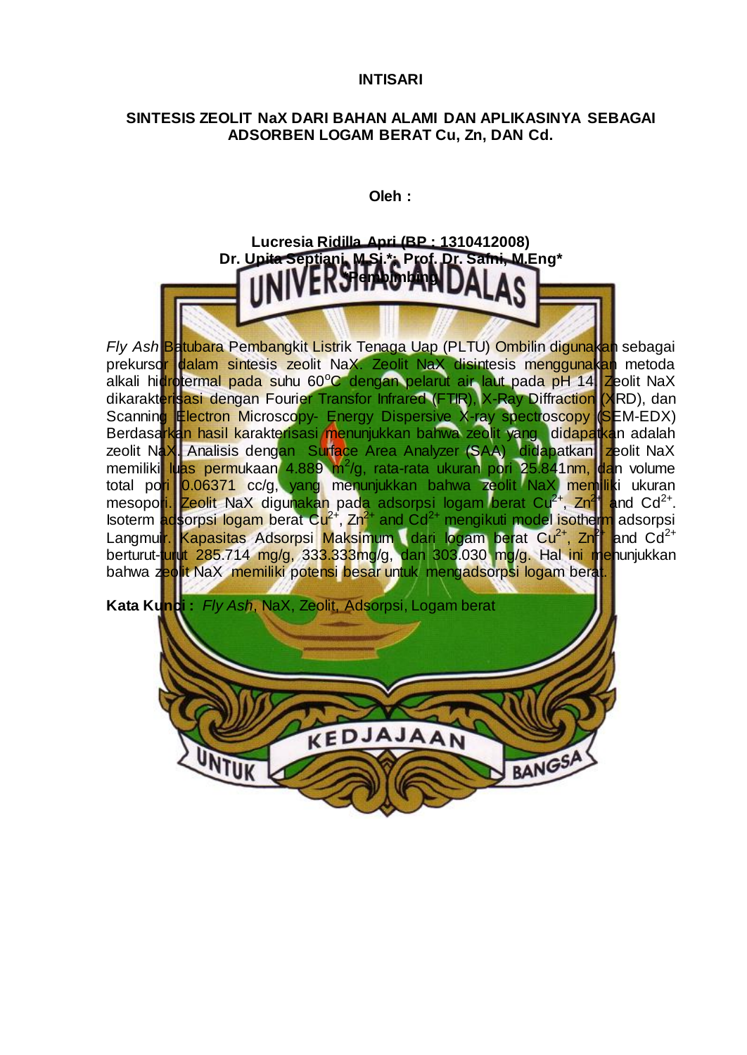# INTISARI

## SINTESIS ZEOLIT NaX DARI BAHAN ALAMI DAN APLIKASINYA SEBAGAI ADSORBEN LOGAM BERAT Cu, Zn, DAN Cd.

**Oleh :**

**Lucresia Ridilla Apri (BP : 1310412008)**
**Dr. Upita Septiani, M.Si.*, Prof. Dr. Safni, M.Eng***
***Pembimbing**

*Fly Ash* Batubara Pembangkit Listrik Tenaga Uap (PLTU) Ombilin digunakan sebagai prekursor dalam sintesis zeolit NaX. Zeolit NaX disintesis menggunakan metoda alkali hidrotermal pada suhu 60°C dengan pelarut air laut pada pH 14. Zeolit NaX dikarakterisasi dengan Fourier Transfor Infrared (FTIR), X-Ray Diffraction (XRD), dan Scanning Electron Microscopy- Energy Dispersive X-ray spectroscopy (SEM-EDX) Berdasarkan hasil karakterisasi menunjukkan bahwa zeolit yang didapatkan adalah zeolit NaX. Analisis dengan Surface Area Analyzer (SAA) didapatkan zeolit NaX memiliki luas permukaan 4.889 $m^2$/g, rata-rata ukuran pori 25.841nm, dan volume total pori 0.06371 cc/g, yang menunjukkan bahwa zeolit NaX memiliki ukuran mesopori. Zeolit NaX digunakan pada adsorpsi logam berat $Cu^{2+}$, $Zn^{2+}$ and $Cd^{2+}$. Isoterm adsorpsi logam berat $Cu^{2+}$, $Zn^{2+}$ and $Cd^{2+}$ mengikuti model isotherm adsorpsi Langmuir. Kapasitas Adsorpsi Maksimum dari logam berat $Cu^{2+}$, $Zn^{2+}$ and $Cd^{2+}$ berturut-turut 285.714 mg/g, 333.333mg/g, dan 303.030 mg/g. Hal ini menunjukkan bahwa zeolit NaX memiliki potensi besar untuk mengadsorpsi logam berat.

**Kata Kunci :** *Fly Ash*, NaX, Zeolit, Adsorpsi, Logam berat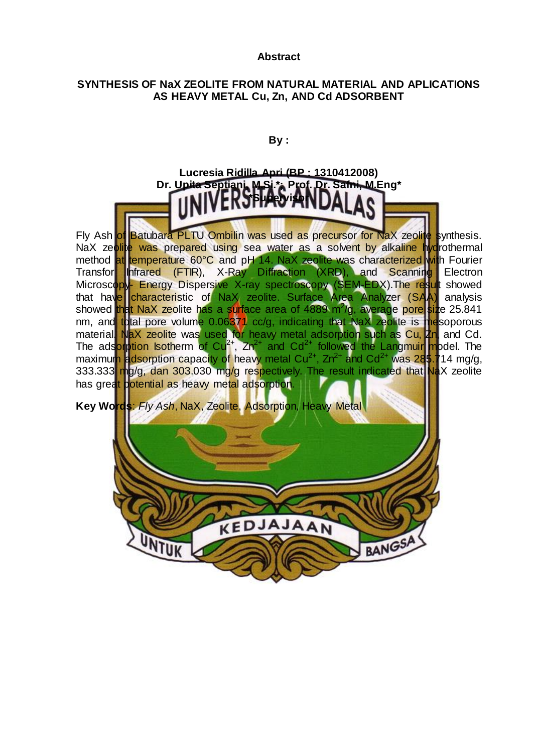# Abstract

**SYNTHESIS OF NaX ZEOLITE FROM NATURAL MATERIAL AND APLICATIONS AS HEAVY METAL Cu, Zn, AND Cd ADSORBENT**

**By :**

**Lucresia Ridilla Apri (BP : 1310412008)**
**Dr. Upita Septiani, M.Si.*, Prof. Dr. Safni, M.Eng***
***Supervisor**

Fly Ash of Batubara PLTU Ombilin was used as precursor for NaX zeolite synthesis. NaX zeolite was prepared using sea water as a solvent by alkaline hydrothermal method at temperature 60°C and pH 14. NaX zeolite was characterized with Fourier Transform Infrared (FTIR), X-Ray Diffraction (XRD), and Scanning Electron Microscopy- Energy Dispersive X-ray spectroscopy (SEM-EDX).The result showed that have characteristic of NaX zeolite. Surface Area Analyzer (SAA) analysis showed that NaX zeolite has a surface area of 4889 $m^2/g$, average pore size 25.841 nm, and total pore volume 0.06371 cc/g, indicating that NaX zeolite is mesoporous material. NaX zeolite was used for heavy metal adsorption such as Cu, Zn, and Cd. The adsorption Isotherm of $Cu^{2+}$, $Zn^{2+}$ and $Cd^{2+}$ followed the Langmuir model. The maximum adsorption capacity of heavy metal $Cu^{2+}$, $Zn^{2+}$ and $Cd^{2+}$ was 285.714 mg/g, 333.333 mg/g, dan 303.030 mg/g respectively. The result indicated that NaX zeolite has great potential as heavy metal adsorption.

**Key Words**: *Fly Ash*, NaX, Zeolite, Adsorption, Heavy Metal